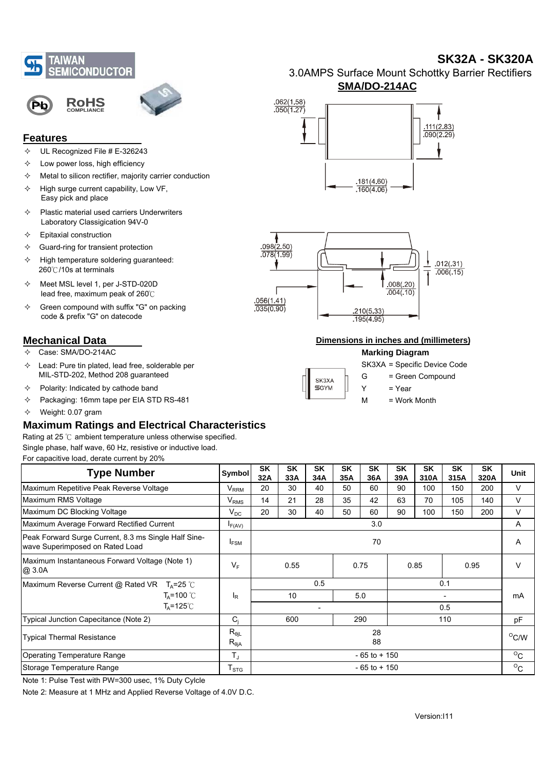# SK32A - SK320A

3.0AMPS Surface Mount Schottky Barrier Rectifiers

**SMA/DO-214AC**

## Features

- UL Recognized File # E-326243
- Low power loss, high efficiency
- Metal to silicon rectifier, majority carrier conduction
- High surge current capability, Low VF, Easy pick and place
- Plastic material used carriers Underwriters Laboratory Classigication 94V-0
- Epitaxial construction
- Guard-ring for transient protection
- High temperature soldering guaranteed: 260℃/10s at terminals
- Meet MSL level 1, per J-STD-020D lead free, maximum peak of 260℃
- Green compound with suffix "G" on packing code & prefix "G" on datecode

## Mechanical Data

- Case: SMA/DO-214AC
- Lead: Pure tin plated, lead free, solderable per MIL-STD-202, Method 208 guaranteed
- Polarity: Indicated by cathode band
- Packaging: 16mm tape per EIA STD RS-481
- Weight: 0.07 gram

**Dimensions in inches and (millimeters)**

.062(1.58) .050(1.27)
.111(2.83) .090(2.29)
.181(4.60) .160(4.06)
.098(2.50) .078(1.99)
.012(.31) .006(.15)
.008(.20) .004(.10)
.056(1.41) .035(0.90)
.210(5.33) .195(4.95)

**Marking Diagram**

SK3XA
GYM

SK3XA = Specific Device Code
G = Green Compound
Y = Year
M = Work Month

## Maximum Ratings and Electrical Characteristics

Rating at 25 ℃ ambient temperature unless otherwise specified.
Single phase, half wave, 60 Hz, resistive or inductive load.
For capacitive load, derate current by 20%

| Type Number | Symbol | SK 32A | SK 33A | SK 34A | SK 35A | SK 36A | SK 39A | SK 310A | SK 315A | SK 320A | Unit |
|---|---|---|---|---|---|---|---|---|---|---|---|
| Maximum Repetitive Peak Reverse Voltage | $V_{RRM}$ | 20 | 30 | 40 | 50 | 60 | 90 | 100 | 150 | 200 | V |
| Maximum RMS Voltage | $V_{RMS}$ | 14 | 21 | 28 | 35 | 42 | 63 | 70 | 105 | 140 | V |
| Maximum DC Blocking Voltage | $V_{DC}$ | 20 | 30 | 40 | 50 | 60 | 90 | 100 | 150 | 200 | V |
| Maximum Average Forward Rectified Current | $I_{F(AV)}$ | 3.0 | | | | | | | | | A |
| Peak Forward Surge Current, 8.3 ms Single Half Sine-wave Superimposed on Rated Load | $I_{FSM}$ | 70 | | | | | | | | | A |
| Maximum Instantaneous Forward Voltage (Note 1) @ 3.0A | $V_F$ | 0.55 | | | 0.75 | | 0.85 | | 0.95 | | V |
| Maximum Reverse Current @ Rated VR $T_A$=25 ℃ | $I_R$ | 0.5 | | | | | 0.1 | | | | mA |
| $T_A$=100 ℃ | | 10 | | | 5.0 | | - | | | | |
| $T_A$=125℃ | | - | | | | | 0.5 | | | | |
| Typical Junction Capecitance (Note 2) | $C_j$ | 600 | | | 290 | | 110 | | | | pF |
| Typical Thermal Resistance | $R_{\theta jL}$ / $R_{\theta jA}$ | 28 / 88 | | | | | | | | | °C/W |
| Operating Temperature Range | $T_J$ | - 65 to + 150 | | | | | | | | | °C |
| Storage Temperature Range | $T_{STG}$ | - 65 to + 150 | | | | | | | | | °C |

Note 1: Pulse Test with PW=300 usec, 1% Duty Cylcle

Note 2: Measure at 1 MHz and Applied Reverse Voltage of 4.0V D.C.

Version:I11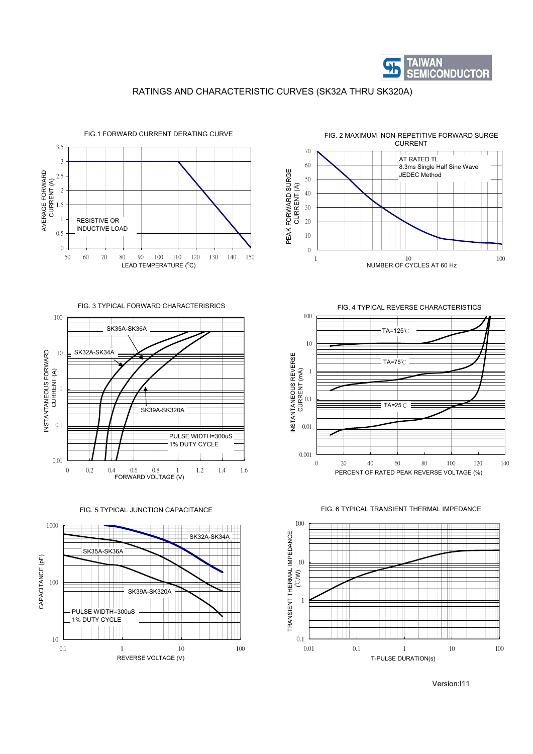TAIWAN SEMICONDUCTOR

# RATINGS AND CHARACTERISTIC CURVES (SK32A THRU SK320A)

FIG.1 FORWARD CURRENT DERATING CURVE

AVERAGE FORWARD CURRENT (A)

3.5
3
2.5
2
1.5
1
0.5
0

RESISTIVE OR INDUCTIVE LOAD

50 60 70 80 90 100 110 120 130 140 150

LEAD TEMPERATURE (°C)

FIG. 2 MAXIMUM NON-REPETITIVE FORWARD SURGE CURRENT

PEAK FORWARD SURGE CURRENT (A)

70
60
50
40
30
20
10
0

AT RATED TL
8.3ms Single Half Sine Wave
JEDEC Method

1 10 100

NUMBER OF CYCLES AT 60 Hz

FIG. 3 TYPICAL FORWARD CHARACTERISRICS

INSTANTANEOUS FORWARD CURRENT (A)

100
10
1
0.1
0.01

SK35A-SK36A
SK32A-SK34A
SK39A-SK320A

PULSE WIDTH=300uS
1% DUTY CYCLE

0 0.2 0.4 0.6 0.8 1 1.2 1.4 1.6

FORWARD VOLTAGE (V)

FIG. 4 TYPICAL REVERSE CHARACTERISTICS

INSTANTANEOUS REVERSE CURRENT (mA)

100
10
1
0.1
0.01
0.001

TA=125℃
TA=75℃
TA=25℃

0 20 40 60 80 100 120 140

PERCENT OF RATED PEAK REVERSE VOLTAGE (%)

FIG. 5 TYPICAL JUNCTION CAPACITANCE

CAPACITANCE (pF)

1000
100
10

SK32A-SK34A
SK35A-SK36A
SK39A-SK320A

PULSE WIDTH=300uS
1% DUTY CYCLE

0.1 1 10 100

REVERSE VOLTAGE (V)

FIG. 6 TYPICAL TRANSIENT THERMAL IMPEDANCE

TRANSIENT THERMAL IMPEDANCE (℃/W)

100
10
1
0.1

0.01 0.1 1 10 100

T-PULSE DURATION(s)

Version:I11